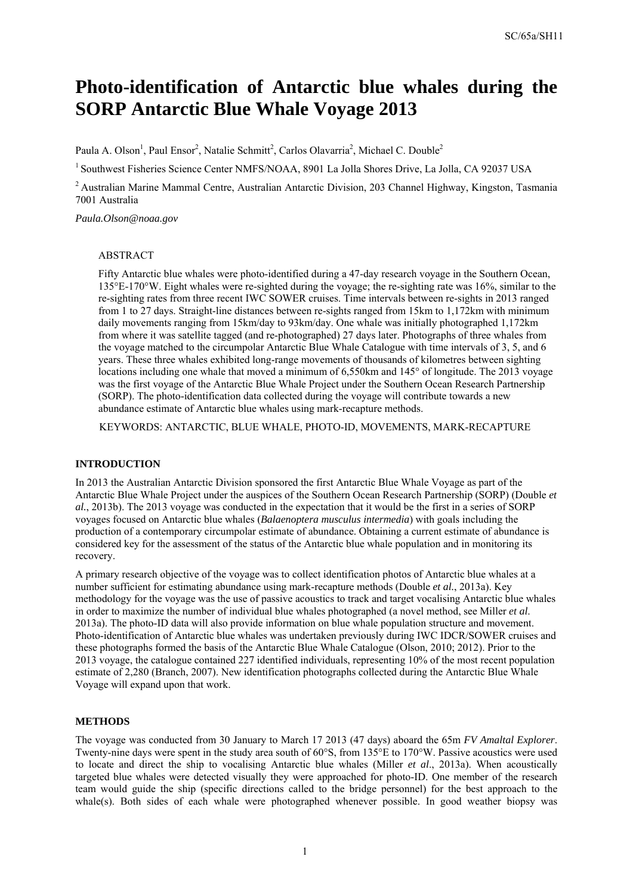# Photo-identification of Antarctic blue whales during the SORP Antarctic Blue Whale Voyage 2013

Paula A. Olson[1], Paul Ensor[2], Natalie Schmitt[2], Carlos Olavarria[2], Michael C. Double[2]

[1] Southwest Fisheries Science Center NMFS/NOAA, 8901 La Jolla Shores Drive, La Jolla, CA 92037 USA

[2] Australian Marine Mammal Centre, Australian Antarctic Division, 203 Channel Highway, Kingston, Tasmania 7001 Australia

*Paula.Olson@noaa.gov*

## ABSTRACT

Fifty Antarctic blue whales were photo-identified during a 47-day research voyage in the Southern Ocean, 135°E-170°W. Eight whales were re-sighted during the voyage; the re-sighting rate was 16%, similar to the re-sighting rates from three recent IWC SOWER cruises. Time intervals between re-sights in 2013 ranged from 1 to 27 days. Straight-line distances between re-sights ranged from 15km to 1,172km with minimum daily movements ranging from 15km/day to 93km/day. One whale was initially photographed 1,172km from where it was satellite tagged (and re-photographed) 27 days later. Photographs of three whales from the voyage matched to the circumpolar Antarctic Blue Whale Catalogue with time intervals of 3, 5, and 6 years. These three whales exhibited long-range movements of thousands of kilometres between sighting locations including one whale that moved a minimum of 6,550km and 145° of longitude. The 2013 voyage was the first voyage of the Antarctic Blue Whale Project under the Southern Ocean Research Partnership (SORP). The photo-identification data collected during the voyage will contribute towards a new abundance estimate of Antarctic blue whales using mark-recapture methods.

KEYWORDS: ANTARCTIC, BLUE WHALE, PHOTO-ID, MOVEMENTS, MARK-RECAPTURE

## INTRODUCTION

In 2013 the Australian Antarctic Division sponsored the first Antarctic Blue Whale Voyage as part of the Antarctic Blue Whale Project under the auspices of the Southern Ocean Research Partnership (SORP) (Double *et al.*, 2013b). The 2013 voyage was conducted in the expectation that it would be the first in a series of SORP voyages focused on Antarctic blue whales (*Balaenoptera musculus intermedia*) with goals including the production of a contemporary circumpolar estimate of abundance. Obtaining a current estimate of abundance is considered key for the assessment of the status of the Antarctic blue whale population and in monitoring its recovery.

A primary research objective of the voyage was to collect identification photos of Antarctic blue whales at a number sufficient for estimating abundance using mark-recapture methods (Double *et al.*, 2013a). Key methodology for the voyage was the use of passive acoustics to track and target vocalising Antarctic blue whales in order to maximize the number of individual blue whales photographed (a novel method, see Miller *et al.* 2013a). The photo-ID data will also provide information on blue whale population structure and movement. Photo-identification of Antarctic blue whales was undertaken previously during IWC IDCR/SOWER cruises and these photographs formed the basis of the Antarctic Blue Whale Catalogue (Olson, 2010; 2012). Prior to the 2013 voyage, the catalogue contained 227 identified individuals, representing 10% of the most recent population estimate of 2,280 (Branch, 2007). New identification photographs collected during the Antarctic Blue Whale Voyage will expand upon that work.

## METHODS

The voyage was conducted from 30 January to March 17 2013 (47 days) aboard the 65m *FV Amaltal Explorer*. Twenty-nine days were spent in the study area south of 60°S, from 135°E to 170°W. Passive acoustics were used to locate and direct the ship to vocalising Antarctic blue whales (Miller *et al*., 2013a). When acoustically targeted blue whales were detected visually they were approached for photo-ID. One member of the research team would guide the ship (specific directions called to the bridge personnel) for the best approach to the whale(s). Both sides of each whale were photographed whenever possible. In good weather biopsy was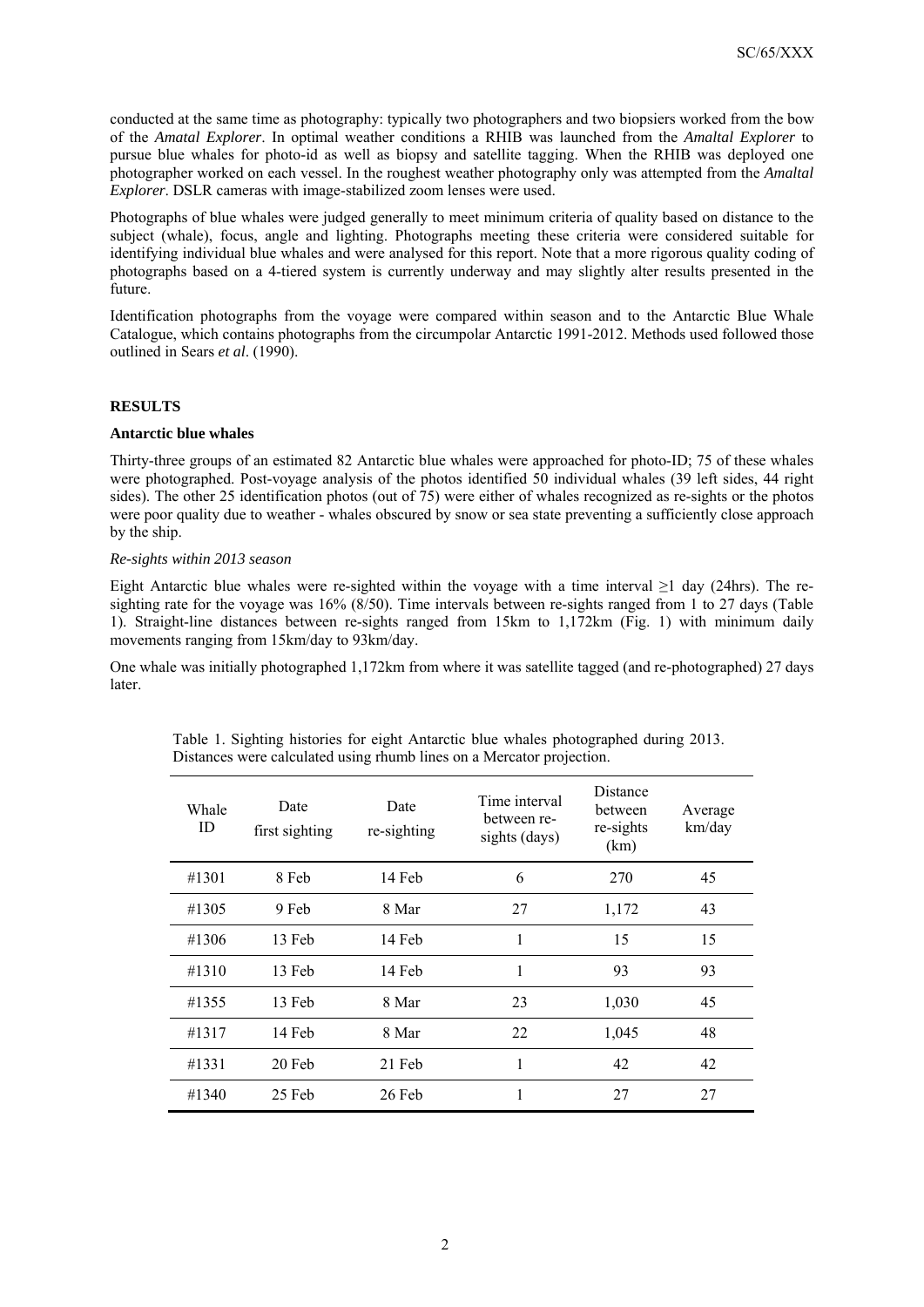conducted at the same time as photography: typically two photographers and two biopsiers worked from the bow of the *Amatal Explorer*. In optimal weather conditions a RHIB was launched from the *Amaltal Explorer* to pursue blue whales for photo-id as well as biopsy and satellite tagging. When the RHIB was deployed one photographer worked on each vessel. In the roughest weather photography only was attempted from the *Amaltal Explorer*. DSLR cameras with image-stabilized zoom lenses were used.

Photographs of blue whales were judged generally to meet minimum criteria of quality based on distance to the subject (whale), focus, angle and lighting. Photographs meeting these criteria were considered suitable for identifying individual blue whales and were analysed for this report. Note that a more rigorous quality coding of photographs based on a 4-tiered system is currently underway and may slightly alter results presented in the future.

Identification photographs from the voyage were compared within season and to the Antarctic Blue Whale Catalogue, which contains photographs from the circumpolar Antarctic 1991-2012. Methods used followed those outlined in Sears *et al*. (1990).

## RESULTS

### Antarctic blue whales

Thirty-three groups of an estimated 82 Antarctic blue whales were approached for photo-ID; 75 of these whales were photographed. Post-voyage analysis of the photos identified 50 individual whales (39 left sides, 44 right sides). The other 25 identification photos (out of 75) were either of whales recognized as re-sights or the photos were poor quality due to weather - whales obscured by snow or sea state preventing a sufficiently close approach by the ship.

*Re-sights within 2013 season*

Eight Antarctic blue whales were re-sighted within the voyage with a time interval ≥1 day (24hrs). The re-sighting rate for the voyage was 16% (8/50). Time intervals between re-sights ranged from 1 to 27 days (Table 1). Straight-line distances between re-sights ranged from 15km to 1,172km (Fig. 1) with minimum daily movements ranging from 15km/day to 93km/day.

One whale was initially photographed 1,172km from where it was satellite tagged (and re-photographed) 27 days later.

Table 1. Sighting histories for eight Antarctic blue whales photographed during 2013. Distances were calculated using rhumb lines on a Mercator projection.

| Whale ID | Date first sighting | Date re-sighting | Time interval between re-sights (days) | Distance between re-sights (km) | Average km/day |
|---|---|---|---|---|---|
| #1301 | 8 Feb | 14 Feb | 6 | 270 | 45 |
| #1305 | 9 Feb | 8 Mar | 27 | 1,172 | 43 |
| #1306 | 13 Feb | 14 Feb | 1 | 15 | 15 |
| #1310 | 13 Feb | 14 Feb | 1 | 93 | 93 |
| #1355 | 13 Feb | 8 Mar | 23 | 1,030 | 45 |
| #1317 | 14 Feb | 8 Mar | 22 | 1,045 | 48 |
| #1331 | 20 Feb | 21 Feb | 1 | 42 | 42 |
| #1340 | 25 Feb | 26 Feb | 1 | 27 | 27 |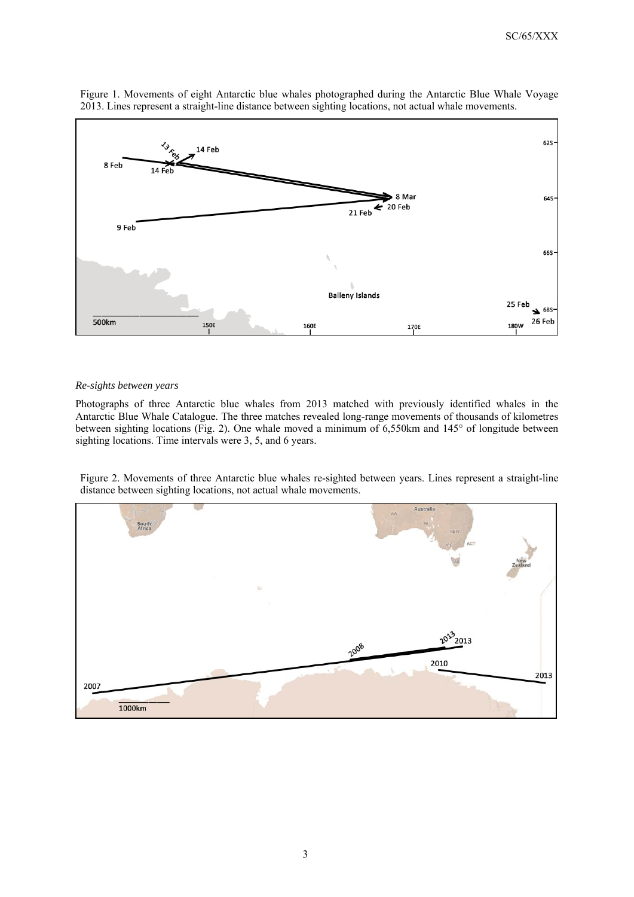Figure 1. Movements of eight Antarctic blue whales photographed during the Antarctic Blue Whale Voyage 2013. Lines represent a straight-line distance between sighting locations, not actual whale movements.

*Re-sights between years*

Photographs of three Antarctic blue whales from 2013 matched with previously identified whales in the Antarctic Blue Whale Catalogue. The three matches revealed long-range movements of thousands of kilometres between sighting locations (Fig. 2). One whale moved a minimum of 6,550km and 145° of longitude between sighting locations. Time intervals were 3, 5, and 6 years.

Figure 2. Movements of three Antarctic blue whales re-sighted between years. Lines represent a straight-line distance between sighting locations, not actual whale movements.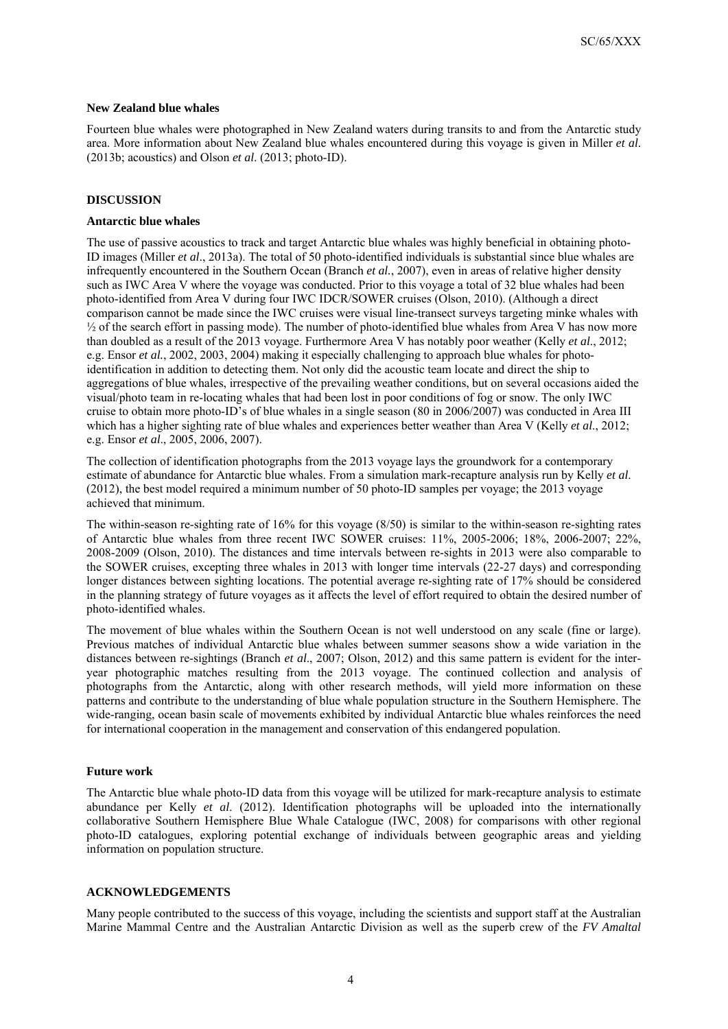**New Zealand blue whales**

Fourteen blue whales were photographed in New Zealand waters during transits to and from the Antarctic study area. More information about New Zealand blue whales encountered during this voyage is given in Miller *et al*. (2013b; acoustics) and Olson *et al*. (2013; photo-ID).

**DISCUSSION**

**Antarctic blue whales**

The use of passive acoustics to track and target Antarctic blue whales was highly beneficial in obtaining photo-ID images (Miller *et al*., 2013a). The total of 50 photo-identified individuals is substantial since blue whales are infrequently encountered in the Southern Ocean (Branch *et al.*, 2007), even in areas of relative higher density such as IWC Area V where the voyage was conducted. Prior to this voyage a total of 32 blue whales had been photo-identified from Area V during four IWC IDCR/SOWER cruises (Olson, 2010). (Although a direct comparison cannot be made since the IWC cruises were visual line-transect surveys targeting minke whales with ½ of the search effort in passing mode). The number of photo-identified blue whales from Area V has now more than doubled as a result of the 2013 voyage. Furthermore Area V has notably poor weather (Kelly *et al*., 2012; e.g. Ensor *et al.*, 2002, 2003, 2004) making it especially challenging to approach blue whales for photo-identification in addition to detecting them. Not only did the acoustic team locate and direct the ship to aggregations of blue whales, irrespective of the prevailing weather conditions, but on several occasions aided the visual/photo team in re-locating whales that had been lost in poor conditions of fog or snow. The only IWC cruise to obtain more photo-ID's of blue whales in a single season (80 in 2006/2007) was conducted in Area III which has a higher sighting rate of blue whales and experiences better weather than Area V (Kelly *et al*., 2012; e.g. Ensor *et al*., 2005, 2006, 2007).

The collection of identification photographs from the 2013 voyage lays the groundwork for a contemporary estimate of abundance for Antarctic blue whales. From a simulation mark-recapture analysis run by Kelly *et al*. (2012), the best model required a minimum number of 50 photo-ID samples per voyage; the 2013 voyage achieved that minimum.

The within-season re-sighting rate of 16% for this voyage (8/50) is similar to the within-season re-sighting rates of Antarctic blue whales from three recent IWC SOWER cruises: 11%, 2005-2006; 18%, 2006-2007; 22%, 2008-2009 (Olson, 2010). The distances and time intervals between re-sights in 2013 were also comparable to the SOWER cruises, excepting three whales in 2013 with longer time intervals (22-27 days) and corresponding longer distances between sighting locations. The potential average re-sighting rate of 17% should be considered in the planning strategy of future voyages as it affects the level of effort required to obtain the desired number of photo-identified whales.

The movement of blue whales within the Southern Ocean is not well understood on any scale (fine or large). Previous matches of individual Antarctic blue whales between summer seasons show a wide variation in the distances between re-sightings (Branch *et al*., 2007; Olson, 2012) and this same pattern is evident for the inter-year photographic matches resulting from the 2013 voyage. The continued collection and analysis of photographs from the Antarctic, along with other research methods, will yield more information on these patterns and contribute to the understanding of blue whale population structure in the Southern Hemisphere. The wide-ranging, ocean basin scale of movements exhibited by individual Antarctic blue whales reinforces the need for international cooperation in the management and conservation of this endangered population.

**Future work**

The Antarctic blue whale photo-ID data from this voyage will be utilized for mark-recapture analysis to estimate abundance per Kelly *et al*. (2012). Identification photographs will be uploaded into the internationally collaborative Southern Hemisphere Blue Whale Catalogue (IWC, 2008) for comparisons with other regional photo-ID catalogues, exploring potential exchange of individuals between geographic areas and yielding information on population structure.

**ACKNOWLEDGEMENTS**

Many people contributed to the success of this voyage, including the scientists and support staff at the Australian Marine Mammal Centre and the Australian Antarctic Division as well as the superb crew of the *FV Amaltal*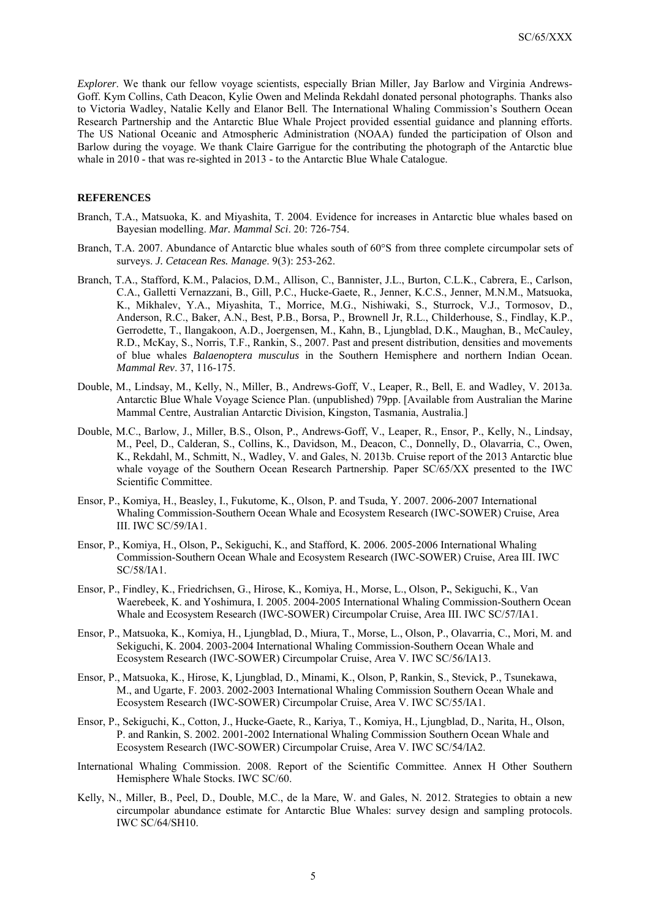*Explorer*. We thank our fellow voyage scientists, especially Brian Miller, Jay Barlow and Virginia Andrews-Goff. Kym Collins, Cath Deacon, Kylie Owen and Melinda Rekdahl donated personal photographs. Thanks also to Victoria Wadley, Natalie Kelly and Elanor Bell. The International Whaling Commission's Southern Ocean Research Partnership and the Antarctic Blue Whale Project provided essential guidance and planning efforts. The US National Oceanic and Atmospheric Administration (NOAA) funded the participation of Olson and Barlow during the voyage. We thank Claire Garrigue for the contributing the photograph of the Antarctic blue whale in 2010 - that was re-sighted in 2013 - to the Antarctic Blue Whale Catalogue.

## REFERENCES

Branch, T.A., Matsuoka, K. and Miyashita, T. 2004. Evidence for increases in Antarctic blue whales based on Bayesian modelling. *Mar. Mammal Sci*. 20: 726-754.

Branch, T.A. 2007. Abundance of Antarctic blue whales south of 60°S from three complete circumpolar sets of surveys. *J. Cetacean Res. Manage*. 9(3): 253-262.

Branch, T.A., Stafford, K.M., Palacios, D.M., Allison, C., Bannister, J.L., Burton, C.L.K., Cabrera, E., Carlson, C.A., Galletti Vernazzani, B., Gill, P.C., Hucke-Gaete, R., Jenner, K.C.S., Jenner, M.N.M., Matsuoka, K., Mikhalev, Y.A., Miyashita, T., Morrice, M.G., Nishiwaki, S., Sturrock, V.J., Tormosov, D., Anderson, R.C., Baker, A.N., Best, P.B., Borsa, P., Brownell Jr, R.L., Childerhouse, S., Findlay, K.P., Gerrodette, T., Ilangakoon, A.D., Joergensen, M., Kahn, B., Ljungblad, D.K., Maughan, B., McCauley, R.D., McKay, S., Norris, T.F., Rankin, S., 2007. Past and present distribution, densities and movements of blue whales *Balaenoptera musculus* in the Southern Hemisphere and northern Indian Ocean. *Mammal Rev*. 37, 116-175.

Double, M., Lindsay, M., Kelly, N., Miller, B., Andrews-Goff, V., Leaper, R., Bell, E. and Wadley, V. 2013a. Antarctic Blue Whale Voyage Science Plan. (unpublished) 79pp. [Available from Australian the Marine Mammal Centre, Australian Antarctic Division, Kingston, Tasmania, Australia.]

Double, M.C., Barlow, J., Miller, B.S., Olson, P., Andrews-Goff, V., Leaper, R., Ensor, P., Kelly, N., Lindsay, M., Peel, D., Calderan, S., Collins, K., Davidson, M., Deacon, C., Donnelly, D., Olavarria, C., Owen, K., Rekdahl, M., Schmitt, N., Wadley, V. and Gales, N. 2013b. Cruise report of the 2013 Antarctic blue whale voyage of the Southern Ocean Research Partnership. Paper SC/65/XX presented to the IWC Scientific Committee.

Ensor, P., Komiya, H., Beasley, I., Fukutome, K., Olson, P. and Tsuda, Y. 2007. 2006-2007 International Whaling Commission-Southern Ocean Whale and Ecosystem Research (IWC-SOWER) Cruise, Area III. IWC SC/59/IA1.

Ensor, P., Komiya, H., Olson, P., Sekiguchi, K., and Stafford, K. 2006. 2005-2006 International Whaling Commission-Southern Ocean Whale and Ecosystem Research (IWC-SOWER) Cruise, Area III. IWC SC/58/IA1.

Ensor, P., Findley, K., Friedrichsen, G., Hirose, K., Komiya, H., Morse, L., Olson, P., Sekiguchi, K., Van Waerebeek, K. and Yoshimura, I. 2005. 2004-2005 International Whaling Commission-Southern Ocean Whale and Ecosystem Research (IWC-SOWER) Circumpolar Cruise, Area III. IWC SC/57/IA1.

Ensor, P., Matsuoka, K., Komiya, H., Ljungblad, D., Miura, T., Morse, L., Olson, P., Olavarria, C., Mori, M. and Sekiguchi, K. 2004. 2003-2004 International Whaling Commission-Southern Ocean Whale and Ecosystem Research (IWC-SOWER) Circumpolar Cruise, Area V. IWC SC/56/IA13.

Ensor, P., Matsuoka, K., Hirose, K, Ljungblad, D., Minami, K., Olson, P, Rankin, S., Stevick, P., Tsunekawa, M., and Ugarte, F. 2003. 2002-2003 International Whaling Commission Southern Ocean Whale and Ecosystem Research (IWC-SOWER) Circumpolar Cruise, Area V. IWC SC/55/IA1.

Ensor, P., Sekiguchi, K., Cotton, J., Hucke-Gaete, R., Kariya, T., Komiya, H., Ljungblad, D., Narita, H., Olson, P. and Rankin, S. 2002. 2001-2002 International Whaling Commission Southern Ocean Whale and Ecosystem Research (IWC-SOWER) Circumpolar Cruise, Area V. IWC SC/54/IA2.

International Whaling Commission. 2008. Report of the Scientific Committee. Annex H Other Southern Hemisphere Whale Stocks. IWC SC/60.

Kelly, N., Miller, B., Peel, D., Double, M.C., de la Mare, W. and Gales, N. 2012. Strategies to obtain a new circumpolar abundance estimate for Antarctic Blue Whales: survey design and sampling protocols. IWC SC/64/SH10.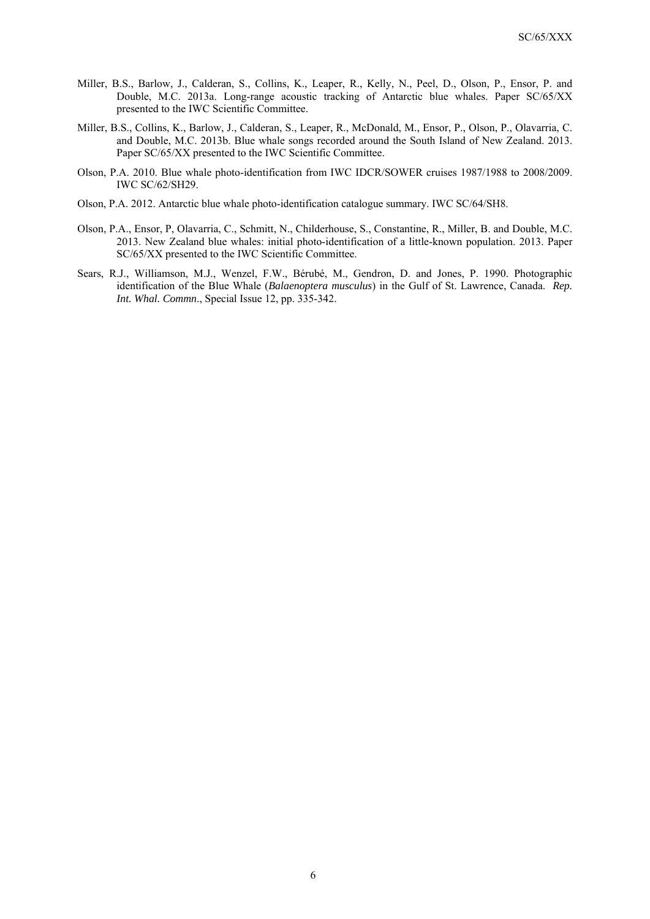Miller, B.S., Barlow, J., Calderan, S., Collins, K., Leaper, R., Kelly, N., Peel, D., Olson, P., Ensor, P. and Double, M.C. 2013a. Long-range acoustic tracking of Antarctic blue whales. Paper SC/65/XX presented to the IWC Scientific Committee.

Miller, B.S., Collins, K., Barlow, J., Calderan, S., Leaper, R., McDonald, M., Ensor, P., Olson, P., Olavarria, C. and Double, M.C. 2013b. Blue whale songs recorded around the South Island of New Zealand. 2013. Paper SC/65/XX presented to the IWC Scientific Committee.

Olson, P.A. 2010. Blue whale photo-identification from IWC IDCR/SOWER cruises 1987/1988 to 2008/2009. IWC SC/62/SH29.

Olson, P.A. 2012. Antarctic blue whale photo-identification catalogue summary. IWC SC/64/SH8.

Olson, P.A., Ensor, P, Olavarria, C., Schmitt, N., Childerhouse, S., Constantine, R., Miller, B. and Double, M.C. 2013. New Zealand blue whales: initial photo-identification of a little-known population. 2013. Paper SC/65/XX presented to the IWC Scientific Committee.

Sears, R.J., Williamson, M.J., Wenzel, F.W., Bérubé, M., Gendron, D. and Jones, P. 1990. Photographic identification of the Blue Whale (*Balaenoptera musculus*) in the Gulf of St. Lawrence, Canada. *Rep. Int. Whal. Commn*., Special Issue 12, pp. 335-342.